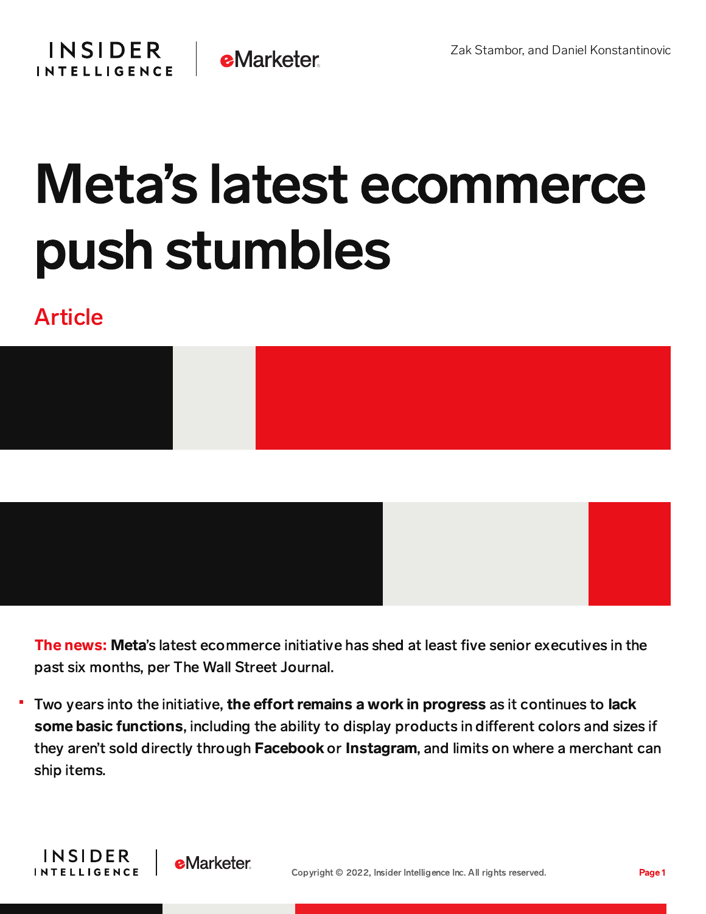Zak Stambor, and Daniel Konstantinovic

# Meta's latest ecommerce push stumbles

Article

**The news:** **Meta**'s latest ecommerce initiative has shed at least five senior executives in the past six months, per The Wall Street Journal.

- Two years into the initiative, **the effort remains a work in progress** as it continues to **lack some basic functions**, including the ability to display products in different colors and sizes if they aren't sold directly through **Facebook** or **Instagram**, and limits on where a merchant can ship items.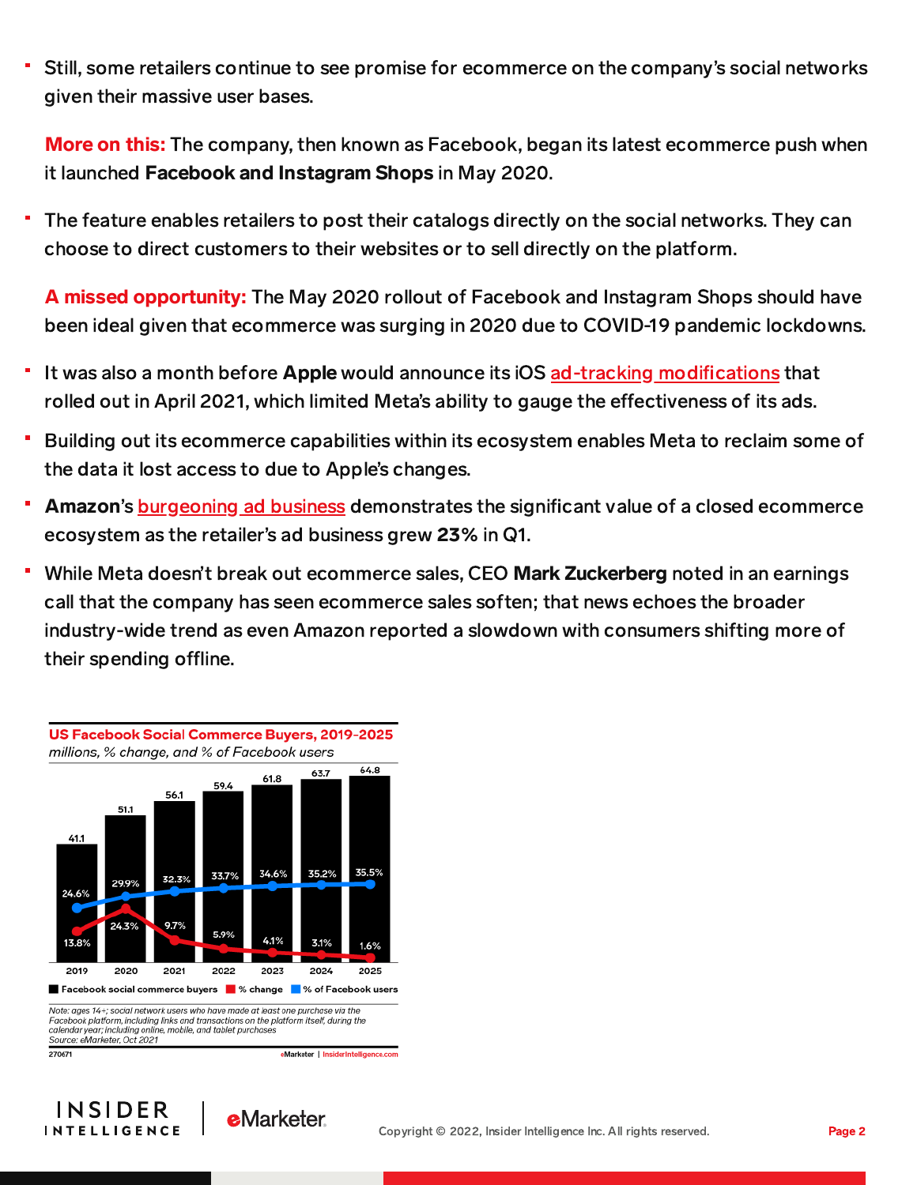- Still, some retailers continue to see promise for ecommerce on the company's social networks given their massive user bases.

**More on this:** The company, then known as Facebook, began its latest ecommerce push when it launched **Facebook and Instagram Shops** in May 2020.

- The feature enables retailers to post their catalogs directly on the social networks. They can choose to direct customers to their websites or to sell directly on the platform.

**A missed opportunity:** The May 2020 rollout of Facebook and Instagram Shops should have been ideal given that ecommerce was surging in 2020 due to COVID-19 pandemic lockdowns.

- It was also a month before **Apple** would announce its iOS ad-tracking modifications that rolled out in April 2021, which limited Meta's ability to gauge the effectiveness of its ads.
- Building out its ecommerce capabilities within its ecosystem enables Meta to reclaim some of the data it lost access to due to Apple's changes.
- **Amazon**'s burgeoning ad business demonstrates the significant value of a closed ecommerce ecosystem as the retailer's ad business grew **23%** in Q1.
- While Meta doesn't break out ecommerce sales, CEO **Mark Zuckerberg** noted in an earnings call that the company has seen ecommerce sales soften; that news echoes the broader industry-wide trend as even Amazon reported a slowdown with consumers shifting more of their spending offline.

**US Facebook Social Commerce Buyers, 2019-2025**
*millions, % change, and % of Facebook users*

| | 2019 | 2020 | 2021 | 2022 | 2023 | 2024 | 2025 |
|---|---|---|---|---|---|---|---|
| Facebook social commerce buyers | 41.1 | 51.1 | 56.1 | 59.4 | 61.8 | 63.7 | 64.8 |
| % change | 13.8% | 24.3% | 9.7% | 5.9% | 4.1% | 3.1% | 1.6% |
| % of Facebook users | 24.6% | 29.9% | 32.3% | 33.7% | 34.6% | 35.2% | 35.5% |

*Note: ages 14+; social network users who have made at least one purchase via the Facebook platform, including links and transactions on the platform itself, during the calendar year; including online, mobile, and tablet purchases*
*Source: eMarketer, Oct 2021*

270671 eMarketer | InsiderIntelligence.com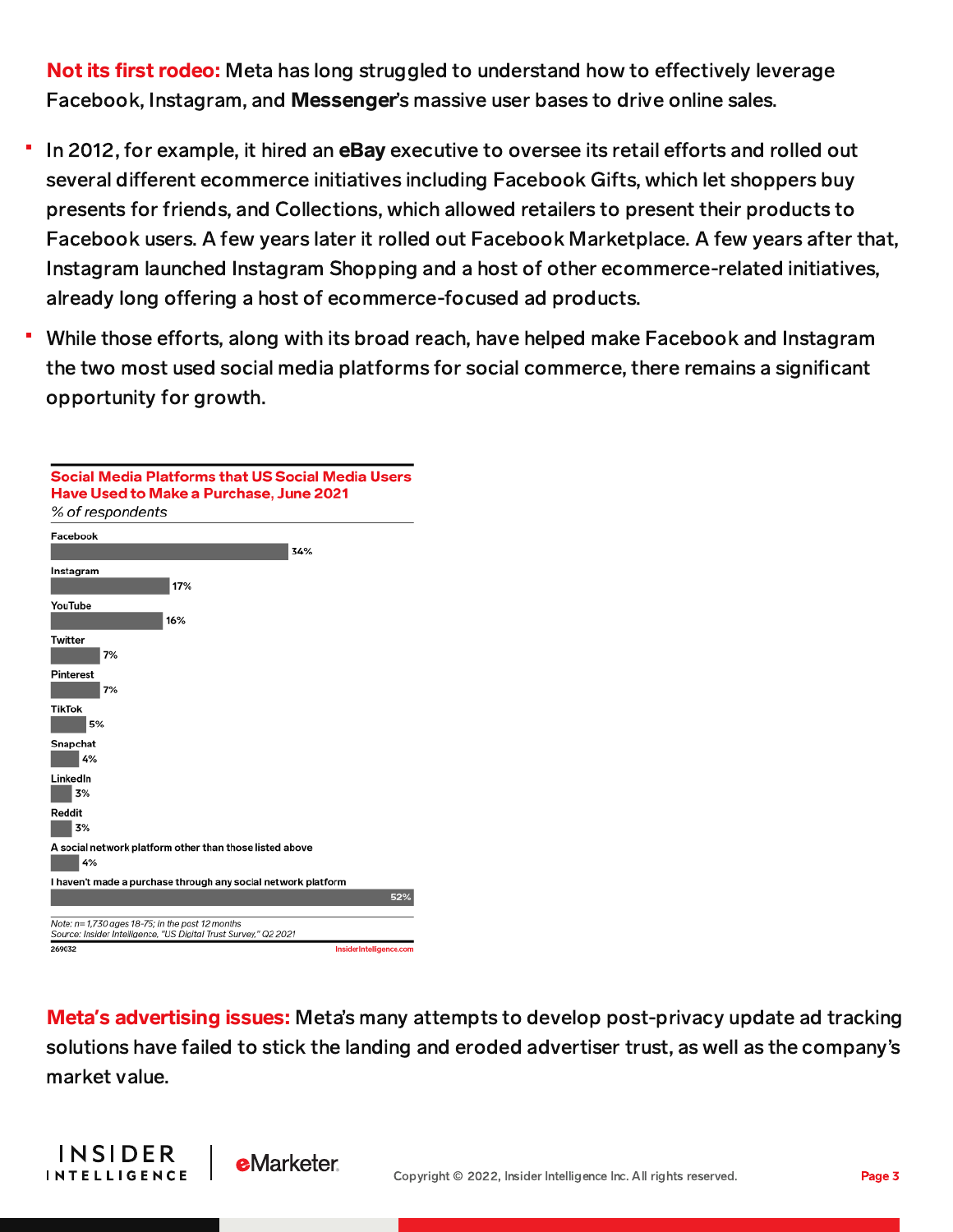**Not its first rodeo:** Meta has long struggled to understand how to effectively leverage Facebook, Instagram, and **Messenger**'s massive user bases to drive online sales.

- In 2012, for example, it hired an **eBay** executive to oversee its retail efforts and rolled out several different ecommerce initiatives including Facebook Gifts, which let shoppers buy presents for friends, and Collections, which allowed retailers to present their products to Facebook users. A few years later it rolled out Facebook Marketplace. A few years after that, Instagram launched Instagram Shopping and a host of other ecommerce-related initiatives, already long offering a host of ecommerce-focused ad products.
- While those efforts, along with its broad reach, have helped make Facebook and Instagram the two most used social media platforms for social commerce, there remains a significant opportunity for growth.

**Social Media Platforms that US Social Media Users Have Used to Make a Purchase, June 2021**

*% of respondents*

| Platform | % |
|---|---|
| Facebook | 34% |
| Instagram | 17% |
| YouTube | 16% |
| Twitter | 7% |
| Pinterest | 7% |
| TikTok | 5% |
| Snapchat | 4% |
| LinkedIn | 3% |
| Reddit | 3% |
| A social network platform other than those listed above | 4% |
| I haven't made a purchase through any social network platform | 52% |

Note: n=1,730 ages 18-75; in the past 12 months
Source: Insider Intelligence, "US Digital Trust Survey," Q2 2021
269032 InsiderIntelligence.com

**Meta's advertising issues:** Meta's many attempts to develop post-privacy update ad tracking solutions have failed to stick the landing and eroded advertiser trust, as well as the company's market value.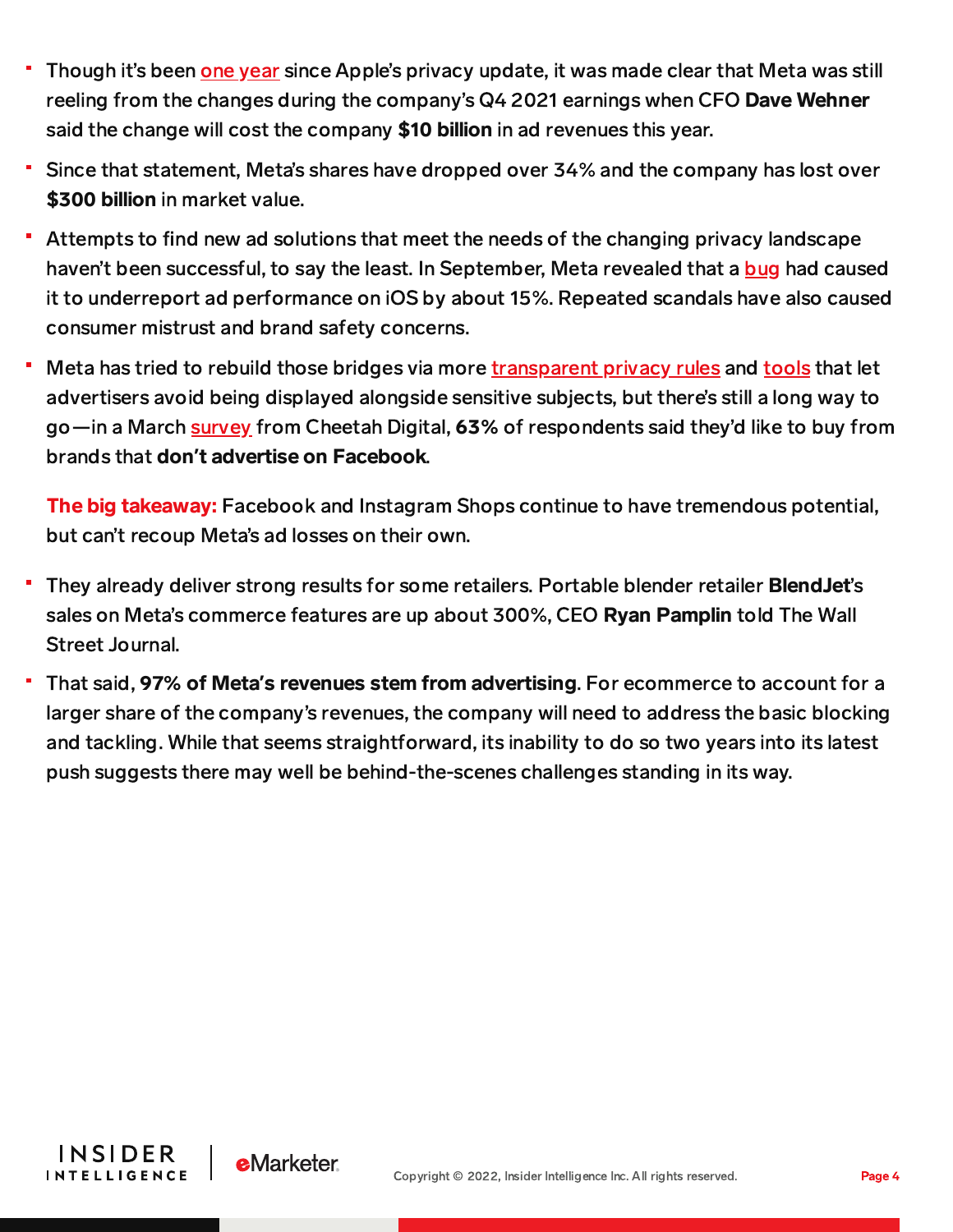- Though it's been one year since Apple's privacy update, it was made clear that Meta was still reeling from the changes during the company's Q4 2021 earnings when CFO **Dave Wehner** said the change will cost the company **$10 billion** in ad revenues this year.
- Since that statement, Meta's shares have dropped over 34% and the company has lost over **$300 billion** in market value.
- Attempts to find new ad solutions that meet the needs of the changing privacy landscape haven't been successful, to say the least. In September, Meta revealed that a bug had caused it to underreport ad performance on iOS by about 15%. Repeated scandals have also caused consumer mistrust and brand safety concerns.
- Meta has tried to rebuild those bridges via more transparent privacy rules and tools that let advertisers avoid being displayed alongside sensitive subjects, but there's still a long way to go—in a March survey from Cheetah Digital, **63%** of respondents said they'd like to buy from brands that **don't advertise on Facebook**.

**The big takeaway:** Facebook and Instagram Shops continue to have tremendous potential, but can't recoup Meta's ad losses on their own.

- They already deliver strong results for some retailers. Portable blender retailer **BlendJet**'s sales on Meta's commerce features are up about 300%, CEO **Ryan Pamplin** told The Wall Street Journal.
- That said, **97% of Meta's revenues stem from advertising**. For ecommerce to account for a larger share of the company's revenues, the company will need to address the basic blocking and tackling. While that seems straightforward, its inability to do so two years into its latest push suggests there may well be behind-the-scenes challenges standing in its way.